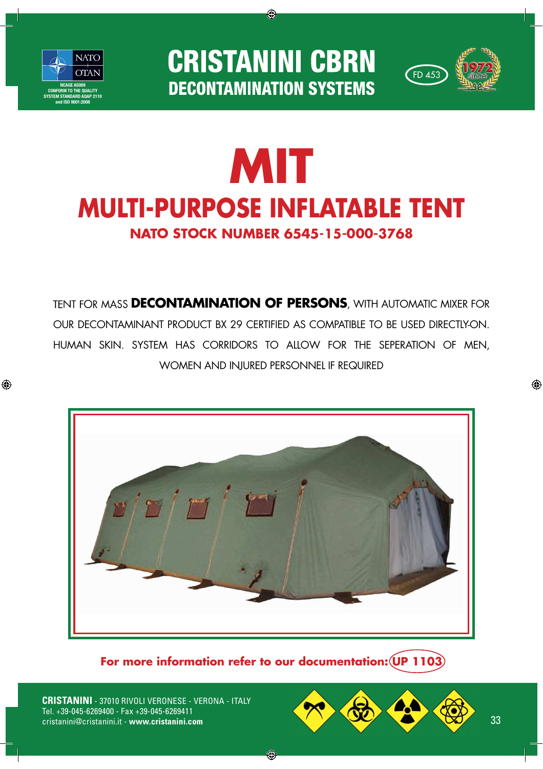NATO OTAN

NCAGE A5009
CONFORM TO THE QUALITY SYSTEM STANDARD AQAP 2110 and ISO 9001:2008

# CRISTANINI CBRN
## DECONTAMINATION SYSTEMS

FD 453

1972 since

# MIT
## MULTI-PURPOSE INFLATABLE TENT
### NATO STOCK NUMBER 6545-15-000-3768

TENT FOR MASS **DECONTAMINATION OF PERSONS**, WITH AUTOMATIC MIXER FOR OUR DECONTAMINANT PRODUCT BX 29 CERTIFIED AS COMPATIBLE TO BE USED DIRECTLY-ON. HUMAN SKIN. SYSTEM HAS CORRIDORS TO ALLOW FOR THE SEPERATION OF MEN, WOMEN AND INJURED PERSONNEL IF REQUIRED

**For more information refer to our documentation: UP 1103**

**CRISTANINI** - 37010 RIVOLI VERONESE - VERONA - ITALY
Tel. +39-045-6269400 - Fax +39-045-6269411
cristanini@cristanini.it - **www.cristanini.com**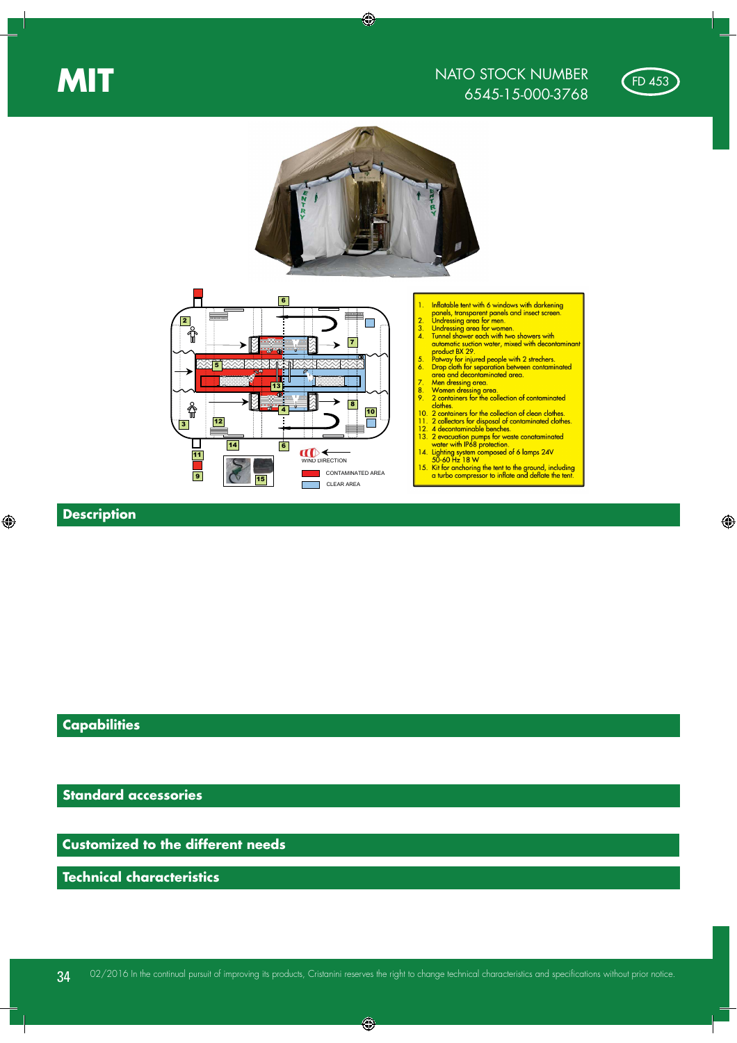# MIT

NATO STOCK NUMBER
6545-15-000-3768

FD 453

WIND DIRECTION

CONTAMINATED AREA

CLEAR AREA

1. Inflatable tent with 6 windows with darkening panels, transparent panels and insect screen.
2. Undressing area for men.
3. Undressing area for women.
4. Tunnel shower each with two showers with automatic suction water, mixed with decontaminant product BX 29.
5. Pathway for injured people with 2 strechers.
6. Drop cloth for separation between contaminated area and decontaminated area.
7. Men dressing area.
8. Women dressing area.
9. 2 containers for the collection of contaminated clothes.
10. 2 containers for the collection of clean clothes.
11. 2 collectors for disposal of contaminated clothes.
12. 4 decontaminable benches.
13. 2 evacuation pumps for waste conatominated water with IP68 protection.
14. Lighting system composed of 6 lamps 24V 50-60 Hz 18 W
15. Kit for anchoring the tent to the ground, including a turbo compressor to inflate and deflate the tent.

## Description

## Capabilities

## Standard accessories

## Customized to the different needs

## Technical characteristics

02/2016 In the continual pursuit of improving its products, Cristanini reserves the right to change technical characteristics and specifications without prior notice.